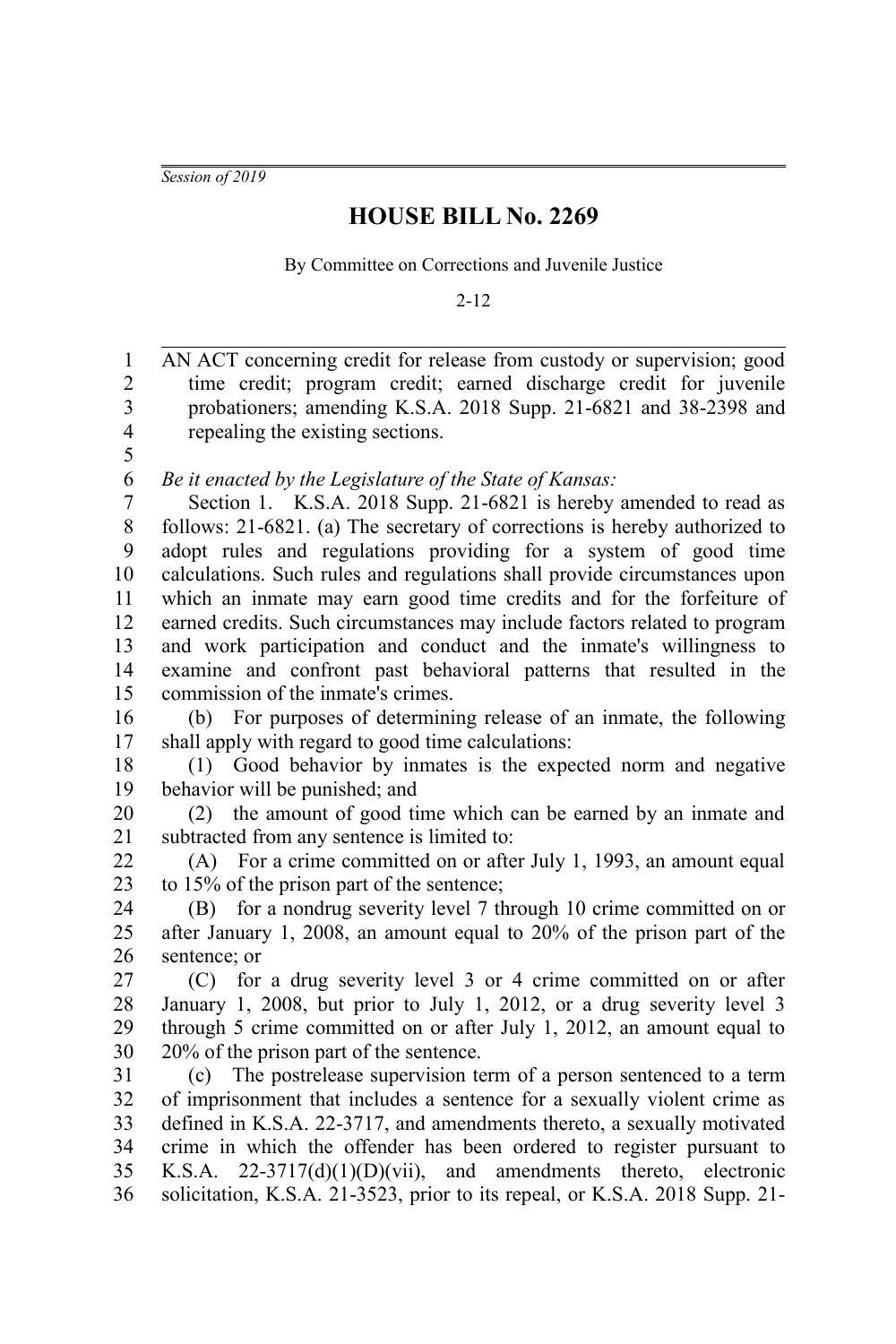*Session of 2019*

# HOUSE BILL No. 2269

By Committee on Corrections and Juvenile Justice

2-12

AN ACT concerning credit for release from custody or supervision; good time credit; program credit; earned discharge credit for juvenile probationers; amending K.S.A. 2018 Supp. 21-6821 and 38-2398 and repealing the existing sections.

*Be it enacted by the Legislature of the State of Kansas:*

Section 1. K.S.A. 2018 Supp. 21-6821 is hereby amended to read as follows: 21-6821. (a) The secretary of corrections is hereby authorized to adopt rules and regulations providing for a system of good time calculations. Such rules and regulations shall provide circumstances upon which an inmate may earn good time credits and for the forfeiture of earned credits. Such circumstances may include factors related to program and work participation and conduct and the inmate's willingness to examine and confront past behavioral patterns that resulted in the commission of the inmate's crimes.

(b) For purposes of determining release of an inmate, the following shall apply with regard to good time calculations:

(1) Good behavior by inmates is the expected norm and negative behavior will be punished; and

(2) the amount of good time which can be earned by an inmate and subtracted from any sentence is limited to:

(A) For a crime committed on or after July 1, 1993, an amount equal to 15% of the prison part of the sentence;

(B) for a nondrug severity level 7 through 10 crime committed on or after January 1, 2008, an amount equal to 20% of the prison part of the sentence; or

(C) for a drug severity level 3 or 4 crime committed on or after January 1, 2008, but prior to July 1, 2012, or a drug severity level 3 through 5 crime committed on or after July 1, 2012, an amount equal to 20% of the prison part of the sentence.

(c) The postrelease supervision term of a person sentenced to a term of imprisonment that includes a sentence for a sexually violent crime as defined in K.S.A. 22-3717, and amendments thereto, a sexually motivated crime in which the offender has been ordered to register pursuant to K.S.A. 22-3717(d)(1)(D)(vii), and amendments thereto, electronic solicitation, K.S.A. 21-3523, prior to its repeal, or K.S.A. 2018 Supp. 21-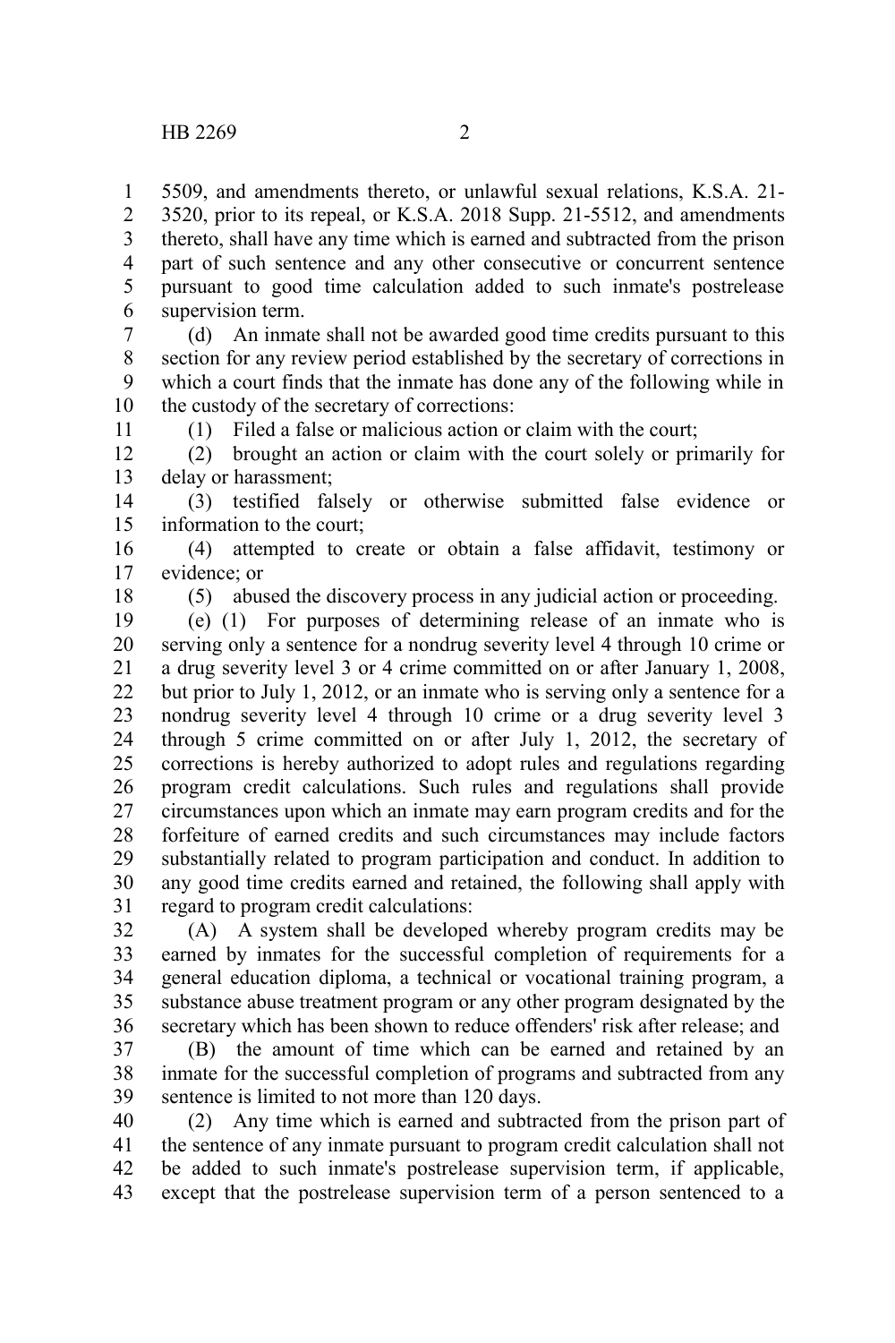5509, and amendments thereto, or unlawful sexual relations, K.S.A. 21-3520, prior to its repeal, or K.S.A. 2018 Supp. 21-5512, and amendments thereto, shall have any time which is earned and subtracted from the prison part of such sentence and any other consecutive or concurrent sentence pursuant to good time calculation added to such inmate's postrelease supervision term.

(d) An inmate shall not be awarded good time credits pursuant to this section for any review period established by the secretary of corrections in which a court finds that the inmate has done any of the following while in the custody of the secretary of corrections:

(1) Filed a false or malicious action or claim with the court;

(2) brought an action or claim with the court solely or primarily for delay or harassment;

(3) testified falsely or otherwise submitted false evidence or information to the court;

(4) attempted to create or obtain a false affidavit, testimony or evidence; or

(5) abused the discovery process in any judicial action or proceeding.

(e) (1) For purposes of determining release of an inmate who is serving only a sentence for a nondrug severity level 4 through 10 crime or a drug severity level 3 or 4 crime committed on or after January 1, 2008, but prior to July 1, 2012, or an inmate who is serving only a sentence for a nondrug severity level 4 through 10 crime or a drug severity level 3 through 5 crime committed on or after July 1, 2012, the secretary of corrections is hereby authorized to adopt rules and regulations regarding program credit calculations. Such rules and regulations shall provide circumstances upon which an inmate may earn program credits and for the forfeiture of earned credits and such circumstances may include factors substantially related to program participation and conduct. In addition to any good time credits earned and retained, the following shall apply with regard to program credit calculations:

(A) A system shall be developed whereby program credits may be earned by inmates for the successful completion of requirements for a general education diploma, a technical or vocational training program, a substance abuse treatment program or any other program designated by the secretary which has been shown to reduce offenders' risk after release; and

(B) the amount of time which can be earned and retained by an inmate for the successful completion of programs and subtracted from any sentence is limited to not more than 120 days.

(2) Any time which is earned and subtracted from the prison part of the sentence of any inmate pursuant to program credit calculation shall not be added to such inmate's postrelease supervision term, if applicable, except that the postrelease supervision term of a person sentenced to a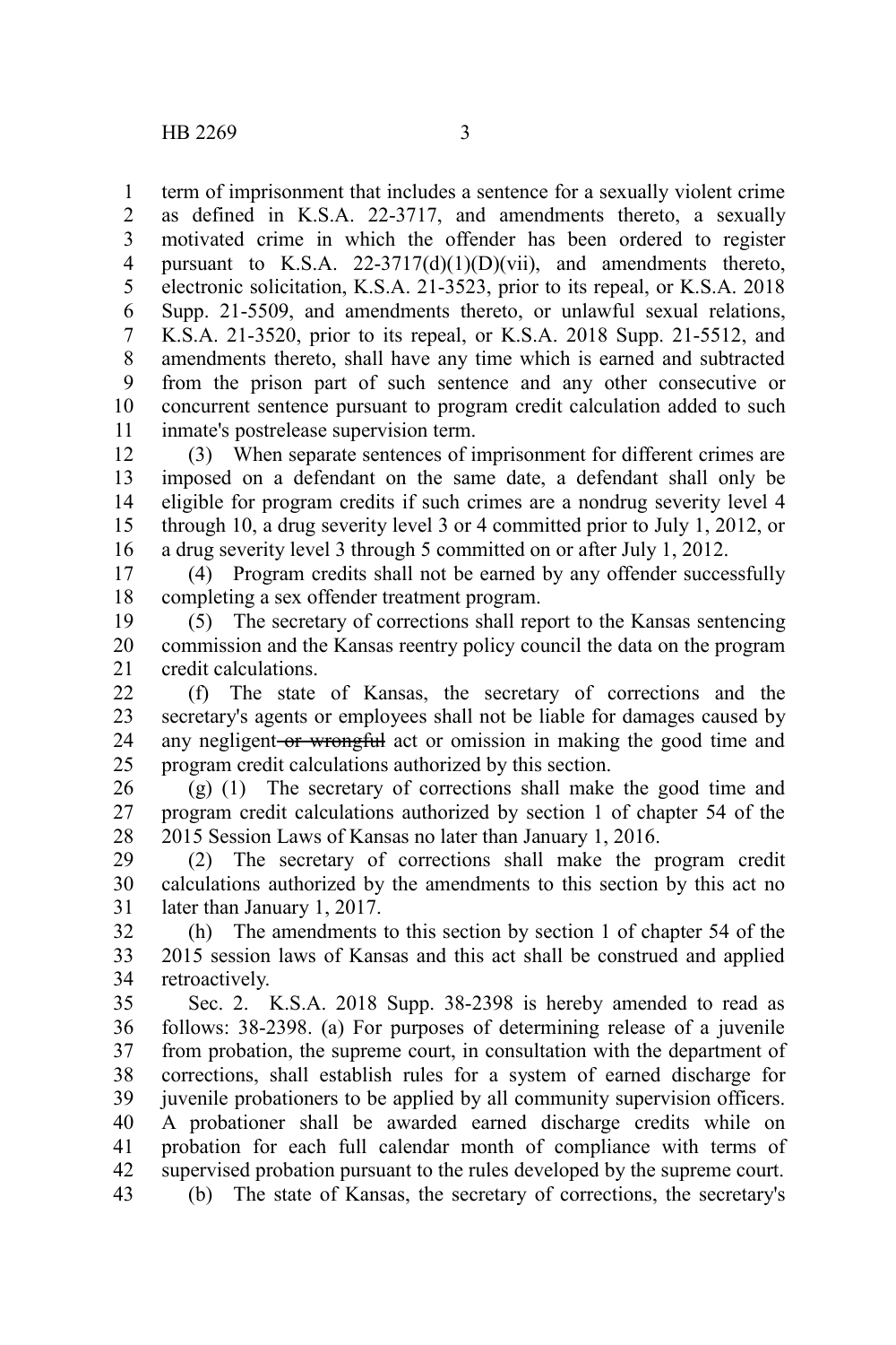term of imprisonment that includes a sentence for a sexually violent crime as defined in K.S.A. 22-3717, and amendments thereto, a sexually motivated crime in which the offender has been ordered to register pursuant to K.S.A. 22-3717(d)(1)(D)(vii), and amendments thereto, electronic solicitation, K.S.A. 21-3523, prior to its repeal, or K.S.A. 2018 Supp. 21-5509, and amendments thereto, or unlawful sexual relations, K.S.A. 21-3520, prior to its repeal, or K.S.A. 2018 Supp. 21-5512, and amendments thereto, shall have any time which is earned and subtracted from the prison part of such sentence and any other consecutive or concurrent sentence pursuant to program credit calculation added to such inmate's postrelease supervision term.

(3) When separate sentences of imprisonment for different crimes are imposed on a defendant on the same date, a defendant shall only be eligible for program credits if such crimes are a nondrug severity level 4 through 10, a drug severity level 3 or 4 committed prior to July 1, 2012, or a drug severity level 3 through 5 committed on or after July 1, 2012.

(4) Program credits shall not be earned by any offender successfully completing a sex offender treatment program.

(5) The secretary of corrections shall report to the Kansas sentencing commission and the Kansas reentry policy council the data on the program credit calculations.

(f) The state of Kansas, the secretary of corrections and the secretary's agents or employees shall not be liable for damages caused by any negligent ~~or wrongful~~ act or omission in making the good time and program credit calculations authorized by this section.

(g) (1) The secretary of corrections shall make the good time and program credit calculations authorized by section 1 of chapter 54 of the 2015 Session Laws of Kansas no later than January 1, 2016.

(2) The secretary of corrections shall make the program credit calculations authorized by the amendments to this section by this act no later than January 1, 2017.

(h) The amendments to this section by section 1 of chapter 54 of the 2015 session laws of Kansas and this act shall be construed and applied retroactively.

Sec. 2. K.S.A. 2018 Supp. 38-2398 is hereby amended to read as follows: 38-2398. (a) For purposes of determining release of a juvenile from probation, the supreme court, in consultation with the department of corrections, shall establish rules for a system of earned discharge for juvenile probationers to be applied by all community supervision officers. A probationer shall be awarded earned discharge credits while on probation for each full calendar month of compliance with terms of supervised probation pursuant to the rules developed by the supreme court.

(b) The state of Kansas, the secretary of corrections, the secretary's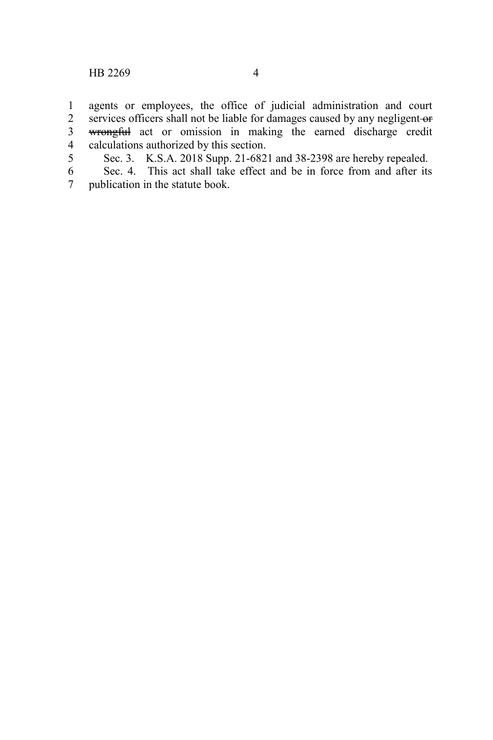agents or employees, the office of judicial administration and court services officers shall not be liable for damages caused by any negligent ~~or wrongful~~ act or omission in making the earned discharge credit calculations authorized by this section.

Sec. 3. K.S.A. 2018 Supp. 21-6821 and 38-2398 are hereby repealed.

Sec. 4. This act shall take effect and be in force from and after its publication in the statute book.